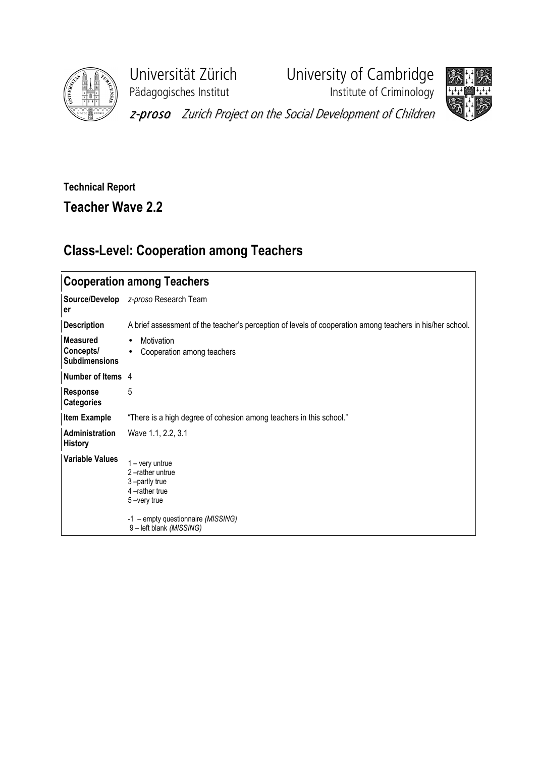Universität Zürich
Pädagogisches Institut

University of Cambridge
Institute of Criminology

*z-proso* *Zurich Project on the Social Development of Children*

**Technical Report**

## Teacher Wave 2.2

## Class-Level: Cooperation among Teachers

| **Cooperation among Teachers** | |
|---|---|
| **Source/Developer** | *z-proso* Research Team |
| **Description** | A brief assessment of the teacher's perception of levels of cooperation among teachers in his/her school. |
| **Measured Concepts/ Subdimensions** | • Motivation<br>• Cooperation among teachers |
| **Number of Items** | 4 |
| **Response Categories** | 5 |
| **Item Example** | "There is a high degree of cohesion among teachers in this school." |
| **Administration History** | Wave 1.1, 2.2, 3.1 |
| **Variable Values** | 1 – very untrue<br>2 –rather untrue<br>3 –partly true<br>4 –rather true<br>5 –very true<br><br>-1 – empty questionnaire *(MISSING)*<br>9 – left blank *(MISSING)* |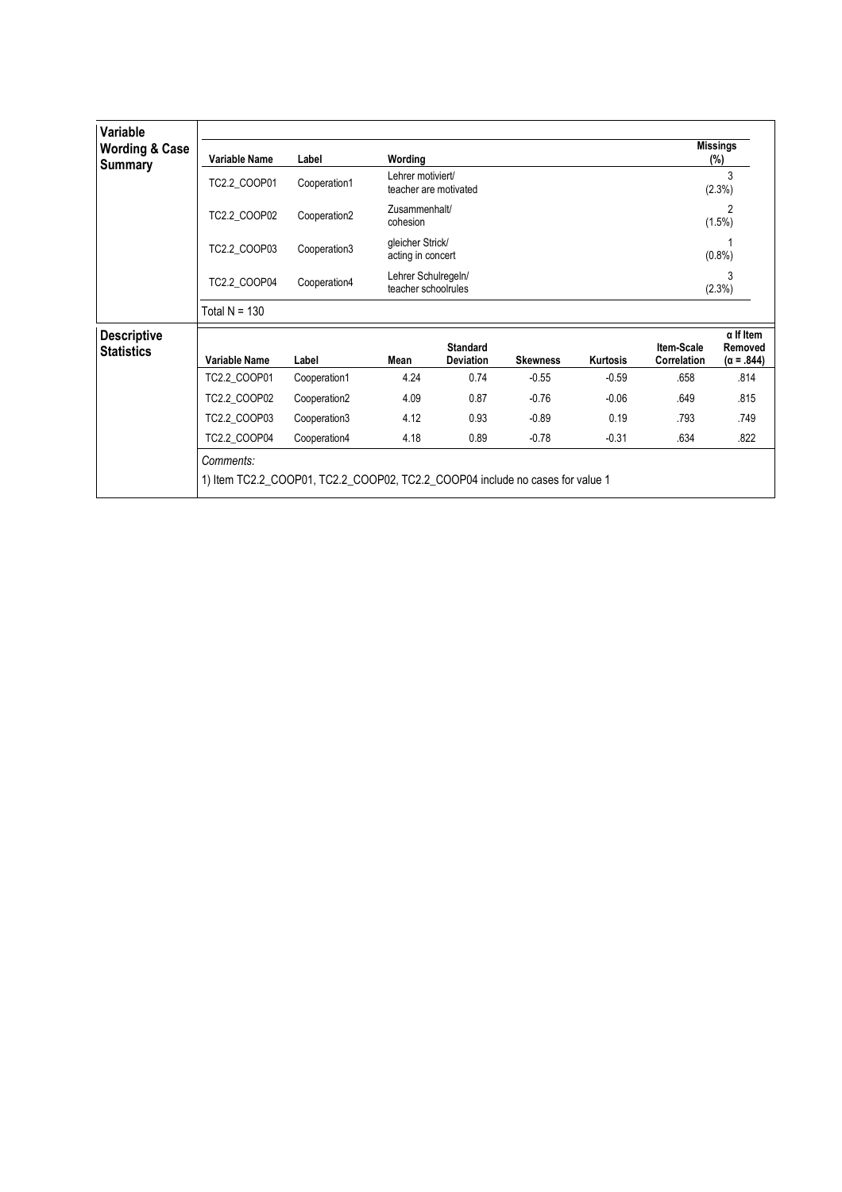**Variable Wording & Case Summary**

| Variable Name | Label | Wording | Missings (%) |
|---|---|---|---|
| TC2.2_COOP01 | Cooperation1 | Lehrer motiviert/ teacher are motivated | 3 (2.3%) |
| TC2.2_COOP02 | Cooperation2 | Zusammenhalt/ cohesion | 2 (1.5%) |
| TC2.2_COOP03 | Cooperation3 | gleicher Strick/ acting in concert | 1 (0.8%) |
| TC2.2_COOP04 | Cooperation4 | Lehrer Schulregeln/ teacher schoolrules | 3 (2.3%) |

Total N = 130

**Descriptive Statistics**

| Variable Name | Label | Mean | Standard Deviation | Skewness | Kurtosis | Item-Scale Correlation | α If Item Removed (α = .844) |
|---|---|---|---|---|---|---|---|
| TC2.2_COOP01 | Cooperation1 | 4.24 | 0.74 | -0.55 | -0.59 | .658 | .814 |
| TC2.2_COOP02 | Cooperation2 | 4.09 | 0.87 | -0.76 | -0.06 | .649 | .815 |
| TC2.2_COOP03 | Cooperation3 | 4.12 | 0.93 | -0.89 | 0.19 | .793 | .749 |
| TC2.2_COOP04 | Cooperation4 | 4.18 | 0.89 | -0.78 | -0.31 | .634 | .822 |

*Comments:*

1) Item TC2.2_COOP01, TC2.2_COOP02, TC2.2_COOP04 include no cases for value 1